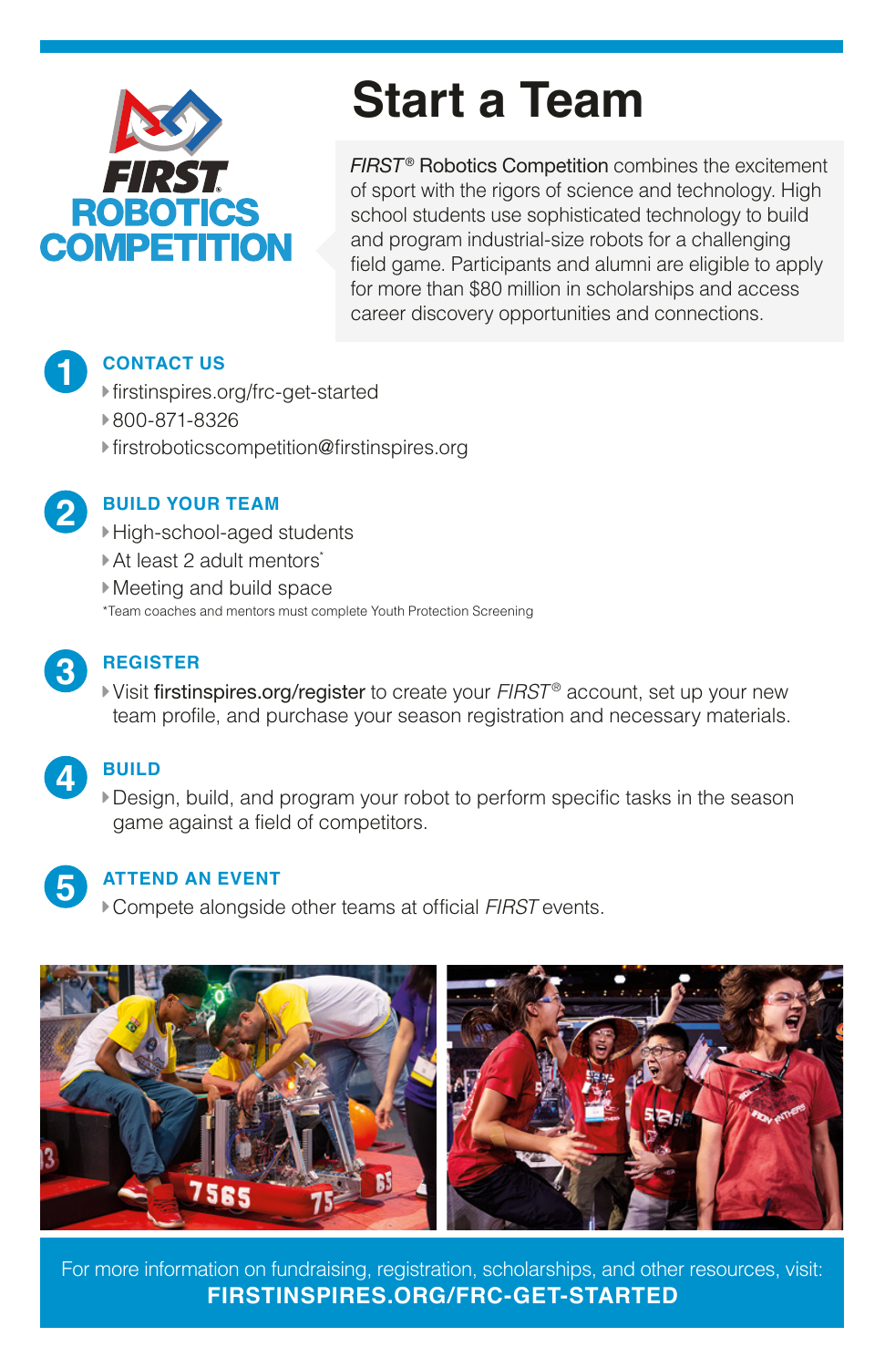FIRST ROBOTICS COMPETITION

# Start a Team

*FIRST*® Robotics Competition combines the excitement of sport with the rigors of science and technology. High school students use sophisticated technology to build and program industrial-size robots for a challenging field game. Participants and alumni are eligible to apply for more than $80 million in scholarships and access career discovery opportunities and connections.

## 1 CONTACT US

- firstinspires.org/frc-get-started
- 800-871-8326
- firstroboticscompetition@firstinspires.org

## 2 BUILD YOUR TEAM

- High-school-aged students
- At least 2 adult mentors*
- Meeting and build space

*Team coaches and mentors must complete Youth Protection Screening

## 3 REGISTER

- Visit firstinspires.org/register to create your *FIRST*® account, set up your new team profile, and purchase your season registration and necessary materials.

## 4 BUILD

- Design, build, and program your robot to perform specific tasks in the season game against a field of competitors.

## 5 ATTEND AN EVENT

- Compete alongside other teams at official *FIRST* events.

For more information on fundraising, registration, scholarships, and other resources, visit:
**FIRSTINSPIRES.ORG/FRC-GET-STARTED**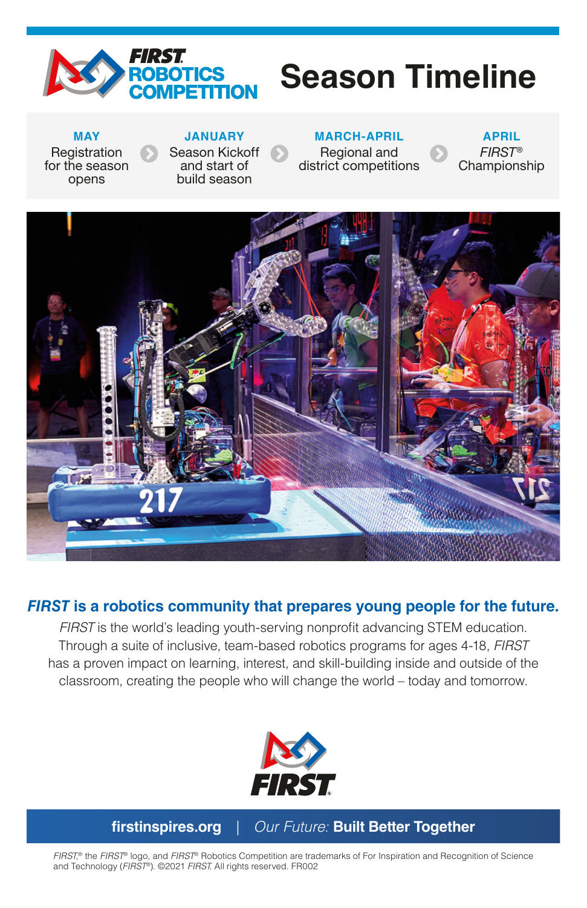FIRST ROBOTICS COMPETITION

# Season Timeline

**MAY**
Registration for the season opens

**JANUARY**
Season Kickoff and start of build season

**MARCH-APRIL**
Regional and district competitions

**APRIL**
*FIRST*® Championship

## *FIRST* is a robotics community that prepares young people for the future.

*FIRST* is the world's leading youth-serving nonprofit advancing STEM education. Through a suite of inclusive, team-based robotics programs for ages 4-18, *FIRST* has a proven impact on learning, interest, and skill-building inside and outside of the classroom, creating the people who will change the world – today and tomorrow.

FIRST

**firstinspires.org** | *Our Future:* **Built Better Together**

*FIRST*,® the *FIRST*® logo, and *FIRST*® Robotics Competition are trademarks of For Inspiration and Recognition of Science and Technology (*FIRST*®). ©2021 *FIRST*. All rights reserved. FR002